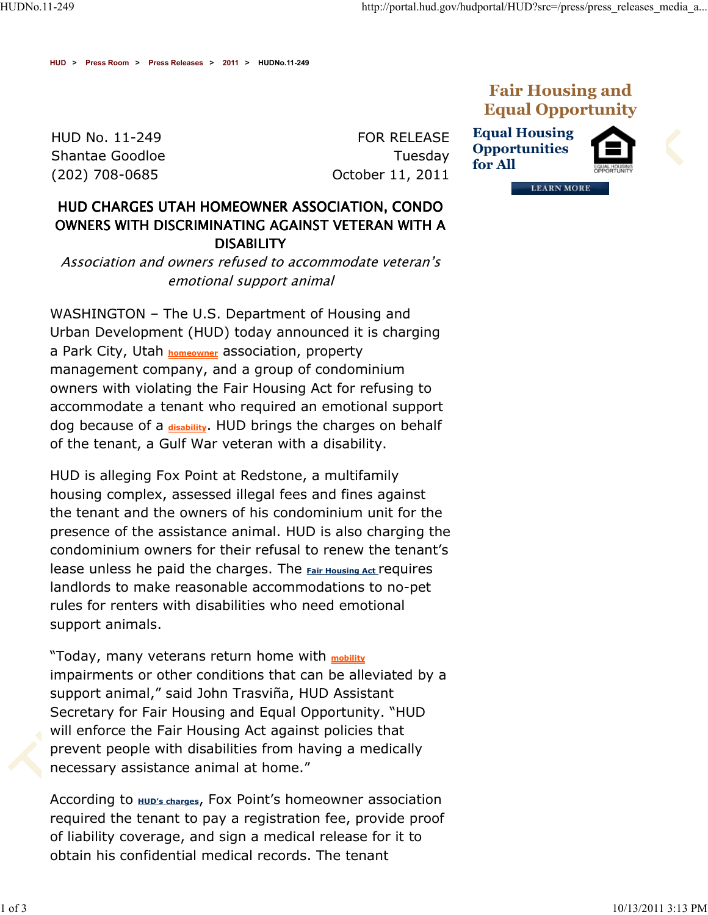HUD > Press Room > Press Releases > 2011 > HUDNo.11-249

HUD No. 11-249
Shantae Goodloe
(202) 708-0685

FOR RELEASE
Tuesday
October 11, 2011

Fair Housing and Equal Opportunity

Equal Housing Opportunities for All

LEARN MORE

# HUD CHARGES UTAH HOMEOWNER ASSOCIATION, CONDO OWNERS WITH DISCRIMINATING AGAINST VETERAN WITH A DISABILITY

*Association and owners refused to accommodate veteran's emotional support animal*

WASHINGTON – The U.S. Department of Housing and Urban Development (HUD) today announced it is charging a Park City, Utah homeowner association, property management company, and a group of condominium owners with violating the Fair Housing Act for refusing to accommodate a tenant who required an emotional support dog because of a disability. HUD brings the charges on behalf of the tenant, a Gulf War veteran with a disability.

HUD is alleging Fox Point at Redstone, a multifamily housing complex, assessed illegal fees and fines against the tenant and the owners of his condominium unit for the presence of the assistance animal. HUD is also charging the condominium owners for their refusal to renew the tenant's lease unless he paid the charges. The Fair Housing Act requires landlords to make reasonable accommodations to no-pet rules for renters with disabilities who need emotional support animals.

"Today, many veterans return home with mobility impairments or other conditions that can be alleviated by a support animal," said John Trasviña, HUD Assistant Secretary for Fair Housing and Equal Opportunity. "HUD will enforce the Fair Housing Act against policies that prevent people with disabilities from having a medically necessary assistance animal at home."

According to HUD's charges, Fox Point's homeowner association required the tenant to pay a registration fee, provide proof of liability coverage, and sign a medical release for it to obtain his confidential medical records. The tenant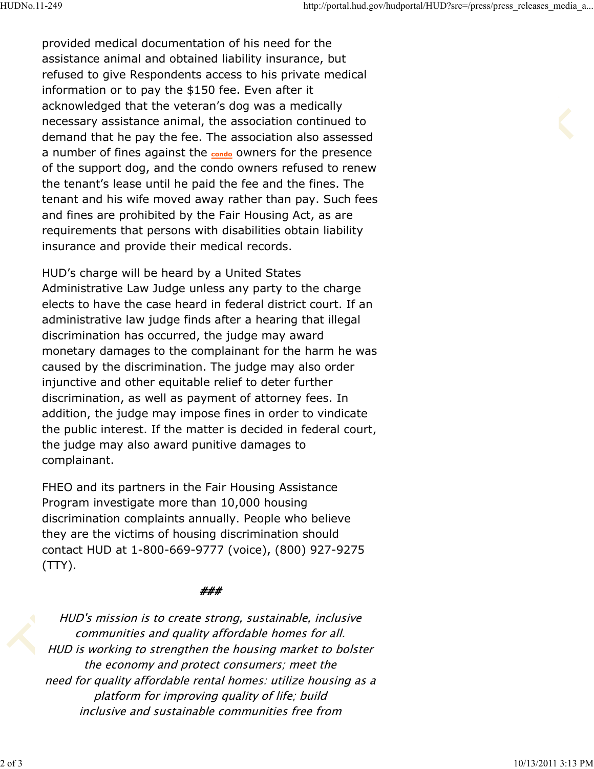provided medical documentation of his need for the assistance animal and obtained liability insurance, but refused to give Respondents access to his private medical information or to pay the $150 fee. Even after it acknowledged that the veteran's dog was a medically necessary assistance animal, the association continued to demand that he pay the fee. The association also assessed a number of fines against the condo owners for the presence of the support dog, and the condo owners refused to renew the tenant's lease until he paid the fee and the fines. The tenant and his wife moved away rather than pay. Such fees and fines are prohibited by the Fair Housing Act, as are requirements that persons with disabilities obtain liability insurance and provide their medical records.

HUD's charge will be heard by a United States Administrative Law Judge unless any party to the charge elects to have the case heard in federal district court. If an administrative law judge finds after a hearing that illegal discrimination has occurred, the judge may award monetary damages to the complainant for the harm he was caused by the discrimination. The judge may also order injunctive and other equitable relief to deter further discrimination, as well as payment of attorney fees. In addition, the judge may impose fines in order to vindicate the public interest. If the matter is decided in federal court, the judge may also award punitive damages to complainant.

FHEO and its partners in the Fair Housing Assistance Program investigate more than 10,000 housing discrimination complaints annually. People who believe they are the victims of housing discrimination should contact HUD at 1-800-669-9777 (voice), (800) 927-9275 (TTY).

###

*HUD's mission is to create strong, sustainable, inclusive communities and quality affordable homes for all. HUD is working to strengthen the housing market to bolster the economy and protect consumers; meet the need for quality affordable rental homes: utilize housing as a platform for improving quality of life; build inclusive and sustainable communities free from*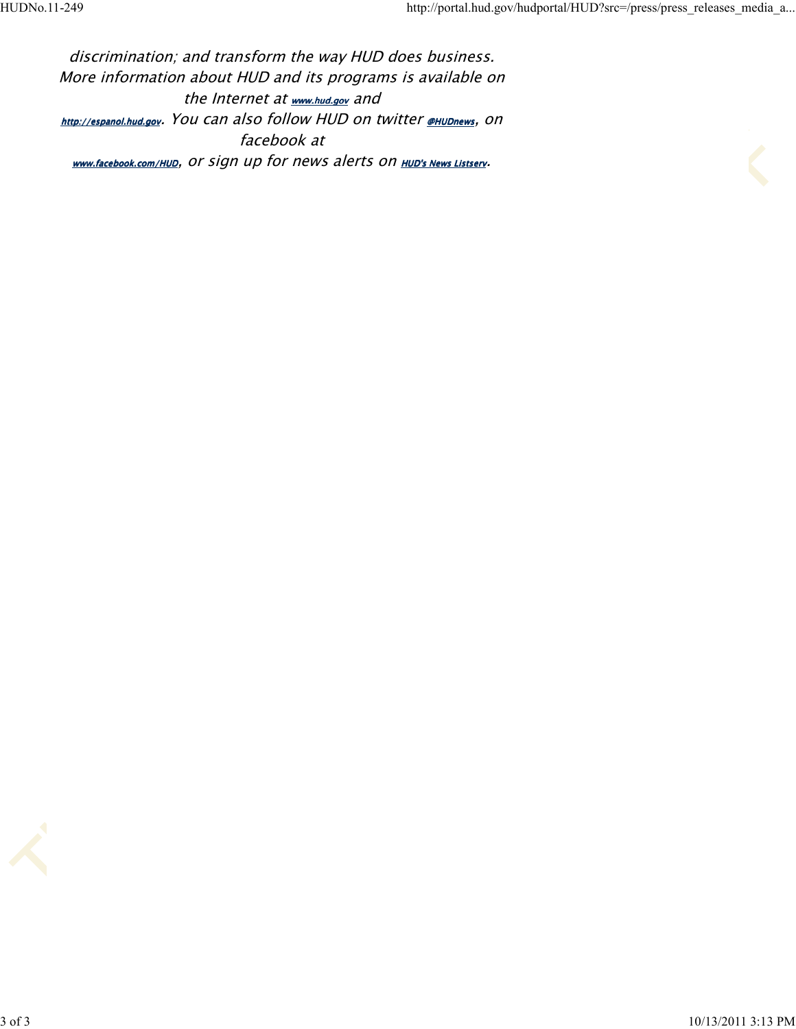*discrimination; and transform the way HUD does business. More information about HUD and its programs is available on the Internet at www.hud.gov and http://espanol.hud.gov. You can also follow HUD on twitter @HUDnews, on facebook at www.facebook.com/HUD, or sign up for news alerts on HUD's News Listserv.*